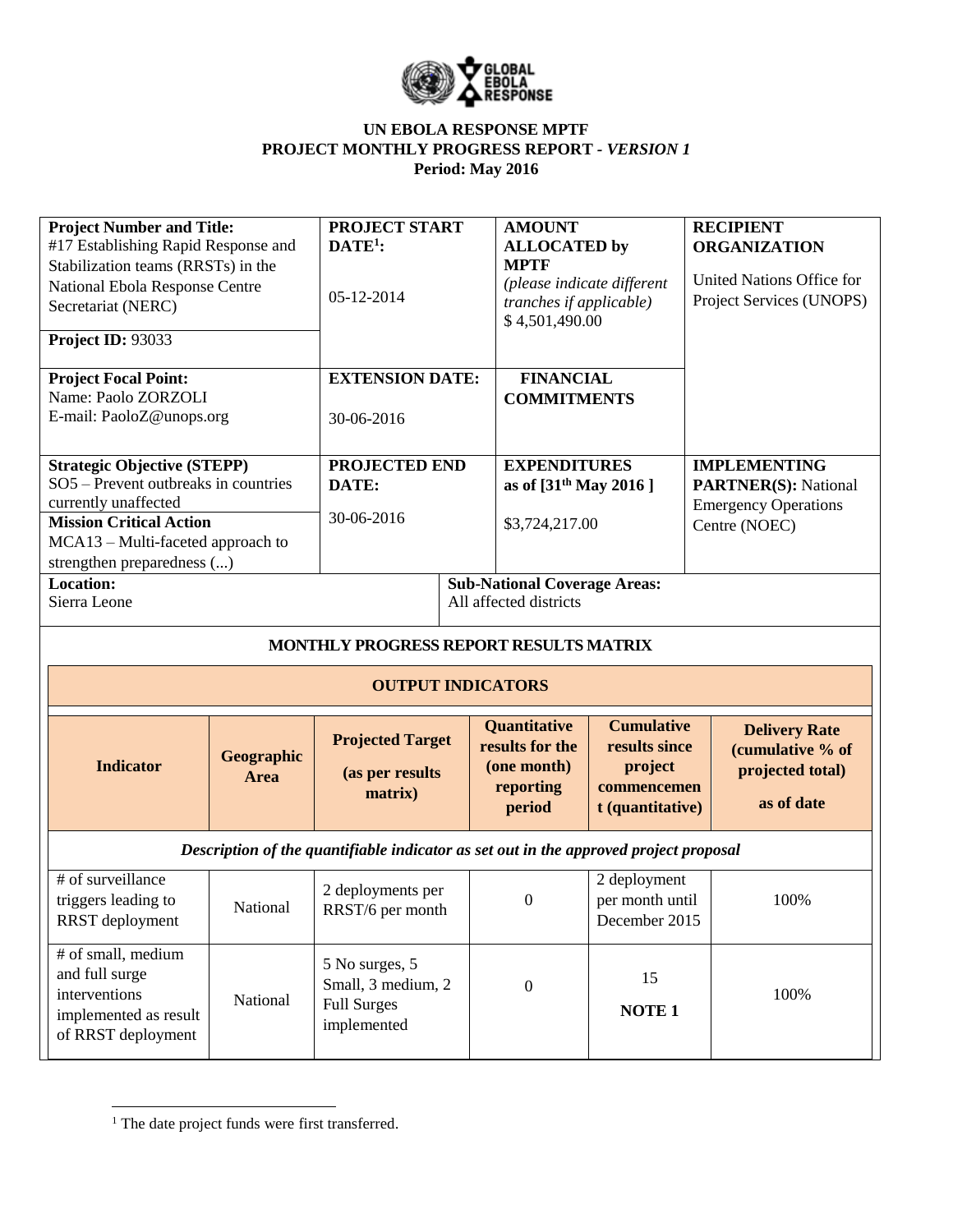**UN EBOLA RESPONSE MPTF**
**PROJECT MONTHLY PROGRESS REPORT - *VERSION 1***
**Period: May 2016**

| **Project Number and Title:** #17 Establishing Rapid Response and Stabilization teams (RRSTs) in the National Ebola Response Centre Secretariat (NERC) **Project ID:** 93033 | **PROJECT START DATE[1]:** 05-12-2014 | **AMOUNT ALLOCATED by MPTF** *(please indicate different tranches if applicable)* $ 4,501,490.00 | **RECIPIENT ORGANIZATION** United Nations Office for Project Services (UNOPS) |
|---|---|---|---|
| **Project Focal Point:** Name: Paolo ZORZOLI E-mail: PaoloZ@unops.org | **EXTENSION DATE:** 30-06-2016 | **FINANCIAL COMMITMENTS** | |
| **Strategic Objective (STEPP)** SO5 – Prevent outbreaks in countries currently unaffected **Mission Critical Action** MCA13 – Multi-faceted approach to strengthen preparedness (...) | **PROJECTED END DATE:** 30-06-2016 | **EXPENDITURES** as of [31st May 2016 ] $3,724,217.00 | **IMPLEMENTING PARTNER(S):** National Emergency Operations Centre (NOEC) |
| **Location:** Sierra Leone | | **Sub-National Coverage Areas:** All affected districts | |

**MONTHLY PROGRESS REPORT RESULTS MATRIX**

| **OUTPUT INDICATORS** | | | | | |
|---|---|---|---|---|---|
| **Indicator** | **Geographic Area** | **Projected Target (as per results matrix)** | **Quantitative results for the (one month) reporting period** | **Cumulative results since project commencement (quantitative)** | **Delivery Rate (cumulative % of projected total) as of date** |
| ***Description of the quantifiable indicator as set out in the approved project proposal*** | | | | | |
| # of surveillance triggers leading to RRST deployment | National | 2 deployments per RRST/6 per month | 0 | 2 deployment per month until December 2015 | 100% |
| # of small, medium and full surge interventions implemented as result of RRST deployment | National | 5 No surges, 5 Small, 3 medium, 2 Full Surges implemented | 0 | 15 **NOTE 1** | 100% |

[1] The date project funds were first transferred.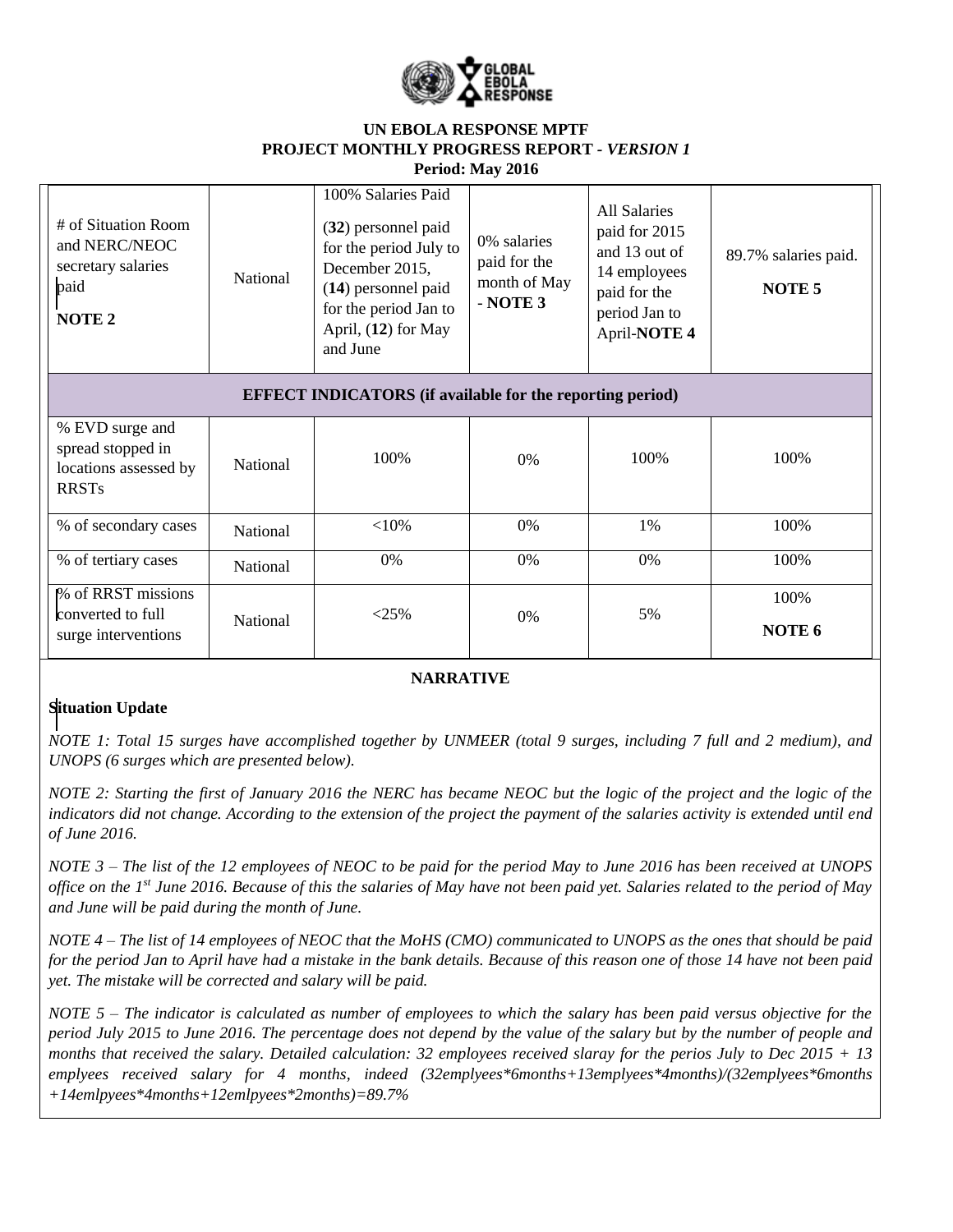**UN EBOLA RESPONSE MPTF**
**PROJECT MONTHLY PROGRESS REPORT - *VERSION 1***
**Period: May 2016**

| | | | | | |
|---|---|---|---|---|---|
| # of Situation Room and NERC/NEOC secretary salaries paid **NOTE 2** | National | 100% Salaries Paid (**32**) personnel paid for the period July to December 2015, (**14**) personnel paid for the period Jan to April, (**12**) for May and June | 0% salaries paid for the month of May - **NOTE 3** | All Salaries paid for 2015 and 13 out of 14 employees paid for the period Jan to April-**NOTE 4** | 89.7% salaries paid. **NOTE 5** |
| **EFFECT INDICATORS (if available for the reporting period)** | | | | | |
| % EVD surge and spread stopped in locations assessed by RRSTs | National | 100% | 0% | 100% | 100% |
| % of secondary cases | National | <10% | 0% | 1% | 100% |
| % of tertiary cases | National | 0% | 0% | 0% | 100% |
| % of RRST missions converted to full surge interventions | National | <25% | 0% | 5% | 100% **NOTE 6** |

**NARRATIVE**

**Situation Update**

*NOTE 1: Total 15 surges have accomplished together by UNMEER (total 9 surges, including 7 full and 2 medium), and UNOPS (6 surges which are presented below).*

*NOTE 2: Starting the first of January 2016 the NERC has became NEOC but the logic of the project and the logic of the indicators did not change. According to the extension of the project the payment of the salaries activity is extended until end of June 2016.*

*NOTE 3 – The list of the 12 employees of NEOC to be paid for the period May to June 2016 has been received at UNOPS office on the 1st June 2016. Because of this the salaries of May have not been paid yet. Salaries related to the period of May and June will be paid during the month of June.*

*NOTE 4 – The list of 14 employees of NEOC that the MoHS (CMO) communicated to UNOPS as the ones that should be paid for the period Jan to April have had a mistake in the bank details. Because of this reason one of those 14 have not been paid yet. The mistake will be corrected and salary will be paid.*

*NOTE 5 – The indicator is calculated as number of employees to which the salary has been paid versus objective for the period July 2015 to June 2016. The percentage does not depend by the value of the salary but by the number of people and months that received the salary. Detailed calculation: 32 employees received slaray for the perios July to Dec 2015 + 13 emplyees received salary for 4 months, indeed (32emplyees\*6months+13emplyees\*4months)/(32emplyees\*6months +14emlpyees\*4months+12emlpyees\*2months)=89.7%*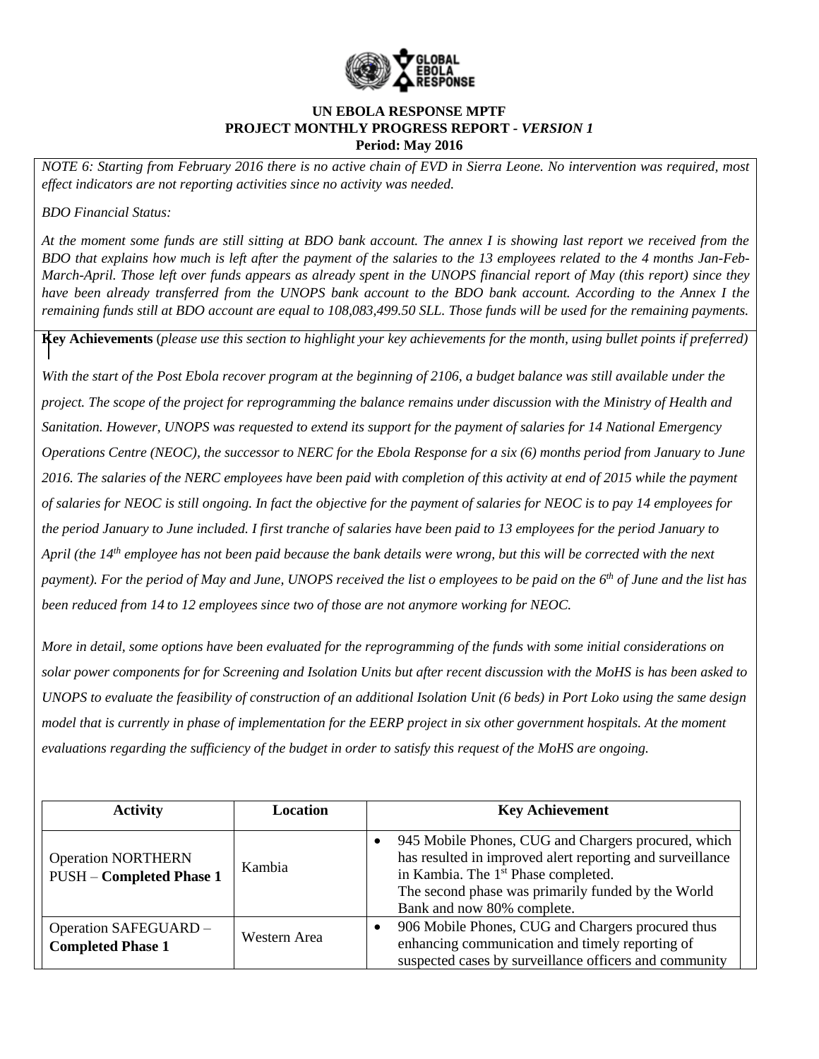**UN EBOLA RESPONSE MPTF**
**PROJECT MONTHLY PROGRESS REPORT - *VERSION 1***
**Period: May 2016**

*NOTE 6: Starting from February 2016 there is no active chain of EVD in Sierra Leone. No intervention was required, most effect indicators are not reporting activities since no activity was needed.*

*BDO Financial Status:*

*At the moment some funds are still sitting at BDO bank account. The annex I is showing last report we received from the BDO that explains how much is left after the payment of the salaries to the 13 employees related to the 4 months Jan-Feb-March-April. Those left over funds appears as already spent in the UNOPS financial report of May (this report) since they have been already transferred from the UNOPS bank account to the BDO bank account. According to the Annex I the remaining funds still at BDO account are equal to 108,083,499.50 SLL. Those funds will be used for the remaining payments.*

**Key Achievements** (*please use this section to highlight your key achievements for the month, using bullet points if preferred)*

*With the start of the Post Ebola recover program at the beginning of 2106, a budget balance was still available under the project. The scope of the project for reprogramming the balance remains under discussion with the Ministry of Health and Sanitation. However, UNOPS was requested to extend its support for the payment of salaries for 14 National Emergency Operations Centre (NEOC), the successor to NERC for the Ebola Response for a six (6) months period from January to June 2016. The salaries of the NERC employees have been paid with completion of this activity at end of 2015 while the payment of salaries for NEOC is still ongoing. In fact the objective for the payment of salaries for NEOC is to pay 14 employees for the period January to June included. I first tranche of salaries have been paid to 13 employees for the period January to April (the 14th employee has not been paid because the bank details were wrong, but this will be corrected with the next payment). For the period of May and June, UNOPS received the list o employees to be paid on the 6th of June and the list has been reduced from 14 to 12 employees since two of those are not anymore working for NEOC.*

*More in detail, some options have been evaluated for the reprogramming of the funds with some initial considerations on solar power components for for Screening and Isolation Units but after recent discussion with the MoHS is has been asked to UNOPS to evaluate the feasibility of construction of an additional Isolation Unit (6 beds) in Port Loko using the same design model that is currently in phase of implementation for the EERP project in six other government hospitals. At the moment evaluations regarding the sufficiency of the budget in order to satisfy this request of the MoHS are ongoing.*

| Activity | Location | Key Achievement |
|---|---|---|
| Operation NORTHERN PUSH – **Completed Phase 1** | Kambia | • 945 Mobile Phones, CUG and Chargers procured, which has resulted in improved alert reporting and surveillance in Kambia. The 1st Phase completed. The second phase was primarily funded by the World Bank and now 80% complete. |
| Operation SAFEGUARD – **Completed Phase 1** | Western Area | • 906 Mobile Phones, CUG and Chargers procured thus enhancing communication and timely reporting of suspected cases by surveillance officers and community |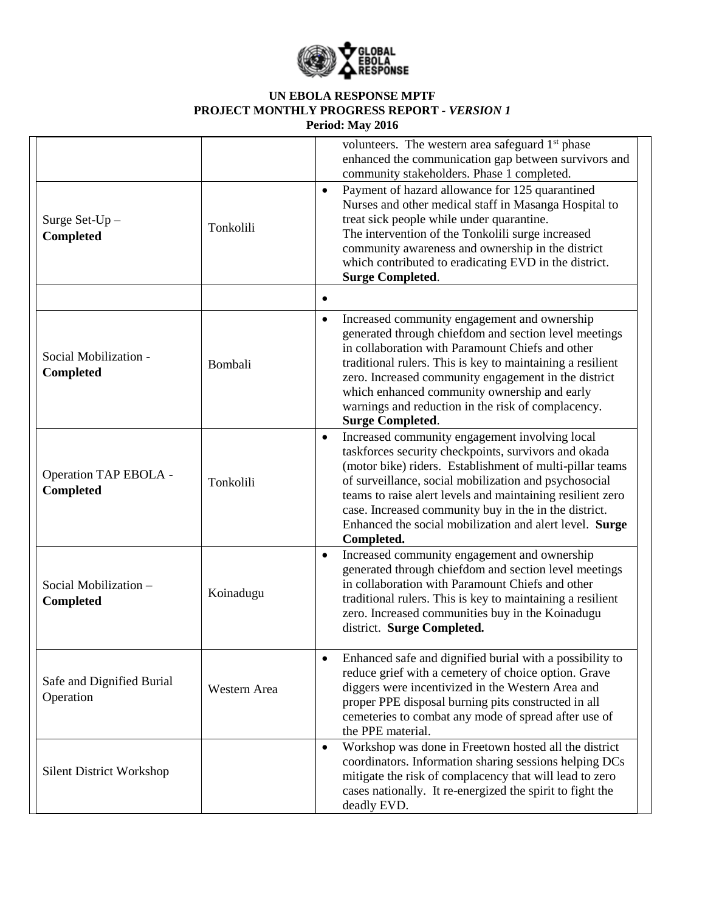**UN EBOLA RESPONSE MPTF**
**PROJECT MONTHLY PROGRESS REPORT - *VERSION 1***
**Period: May 2016**

| | | |
|---|---|---|
| | | volunteers. The western area safeguard 1st phase enhanced the communication gap between survivors and community stakeholders. Phase 1 completed. |
| Surge Set-Up – **Completed** | Tonkolili | • Payment of hazard allowance for 125 quarantined Nurses and other medical staff in Masanga Hospital to treat sick people while under quarantine. The intervention of the Tonkolili surge increased community awareness and ownership in the district which contributed to eradicating EVD in the district. **Surge Completed**. |
| | | • |
| Social Mobilization - **Completed** | Bombali | • Increased community engagement and ownership generated through chiefdom and section level meetings in collaboration with Paramount Chiefs and other traditional rulers. This is key to maintaining a resilient zero. Increased community engagement in the district which enhanced community ownership and early warnings and reduction in the risk of complacency. **Surge Completed**. |
| Operation TAP EBOLA - **Completed** | Tonkolili | • Increased community engagement involving local taskforces security checkpoints, survivors and okada (motor bike) riders. Establishment of multi-pillar teams of surveillance, social mobilization and psychosocial teams to raise alert levels and maintaining resilient zero case. Increased community buy in the in the district. Enhanced the social mobilization and alert level. **Surge Completed.** |
| Social Mobilization – **Completed** | Koinadugu | • Increased community engagement and ownership generated through chiefdom and section level meetings in collaboration with Paramount Chiefs and other traditional rulers. This is key to maintaining a resilient zero. Increased communities buy in the Koinadugu district. **Surge Completed.** |
| Safe and Dignified Burial Operation | Western Area | • Enhanced safe and dignified burial with a possibility to reduce grief with a cemetery of choice option. Grave diggers were incentivized in the Western Area and proper PPE disposal burning pits constructed in all cemeteries to combat any mode of spread after use of the PPE material. |
| Silent District Workshop | | • Workshop was done in Freetown hosted all the district coordinators. Information sharing sessions helping DCs mitigate the risk of complacency that will lead to zero cases nationally. It re-energized the spirit to fight the deadly EVD. |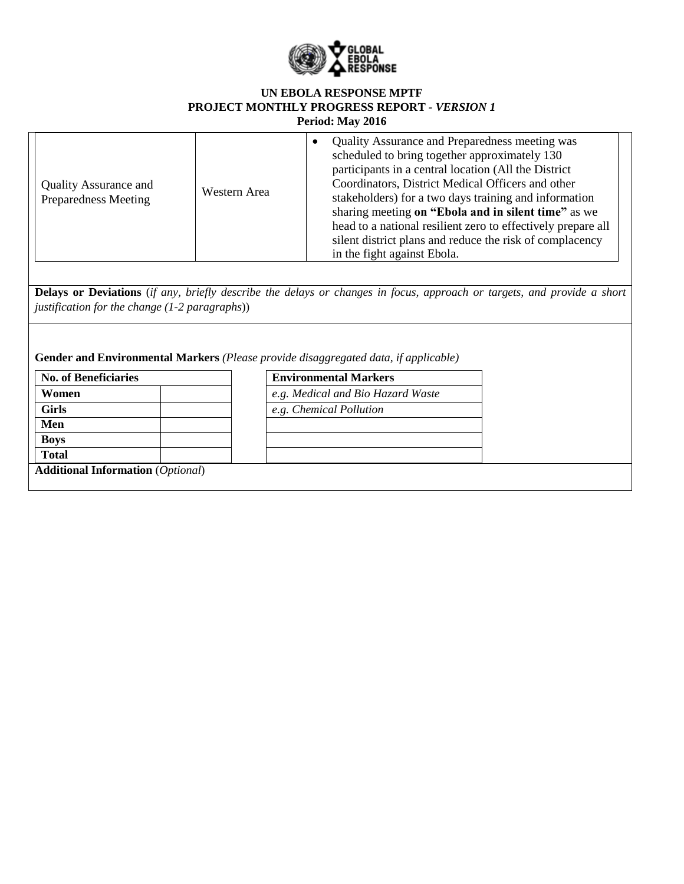**UN EBOLA RESPONSE MPTF**
**PROJECT MONTHLY PROGRESS REPORT -** ***VERSION 1***
**Period: May 2016**

| | | |
|---|---|---|
| Quality Assurance and Preparedness Meeting | Western Area | • Quality Assurance and Preparedness meeting was scheduled to bring together approximately 130 participants in a central location (All the District Coordinators, District Medical Officers and other stakeholders) for a two days training and information sharing meeting **on "Ebola and in silent time"** as we head to a national resilient zero to effectively prepare all silent district plans and reduce the risk of complacency in the fight against Ebola. |

**Delays or Deviations** (*if any, briefly describe the delays or changes in focus, approach or targets, and provide a short justification for the change (1-2 paragraphs)*)

**Gender and Environmental Markers** *(Please provide disaggregated data, if applicable)*

| **No. of Beneficiaries** | |
|---|---|
| **Women** | |
| **Girls** | |
| **Men** | |
| **Boys** | |
| **Total** | |

| **Environmental Markers** |
|---|
| *e.g. Medical and Bio Hazard Waste* |
| *e.g. Chemical Pollution* |
| |
| |
| |

**Additional Information** (*Optional*)